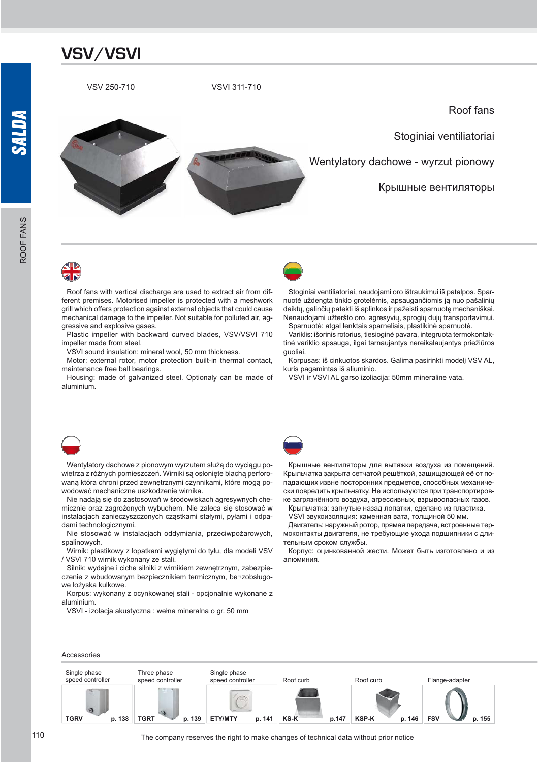# VSV/VSVI

VSV 250-710 VSVI 311-710

Roof fans

Stoginiai ventiliatoriai

Wentylatory dachowe - wyrzut pionowy

Крышные вентиляторы

Roof fans with vertical discharge are used to extract air from different premises. Motorised impeller is protected with a meshwork grill which offers protection against external objects that could cause mechanical damage to the impeller. Not suitable for polluted air, aggressive and explosive gases.
Plastic impeller with backward curved blades, VSV/VSVI 710 impeller made from steel.
VSVI sound insulation: mineral wool, 50 mm thickness.
Motor: external rotor, motor protection built-in thermal contact, maintenance free ball bearings.
Housing: made of galvanized steel. Optionaly can be made of aluminium.

Stoginiai ventiliatoriai, naudojami oro ištraukimui iš patalpos. Sparnuotė uždengta tinklo grotelėmis, apsaugančiomis ją nuo pašalinių daiktų, galinčių patekti iš aplinkos ir pažeisti sparnuotę mechaniškai. Nenaudojami užteršto oro, agresyvių, sprogių dujų transportavimui.
Sparnuotė: atgal lenktais sparneliais, plastikinė sparnuotė.
Variklis: išorinis rotorius, tiesioginė pavara, integruota termokontaktinė variklio apsauga, ilgai tarnaujantys nereikalaujantys priežiūros guoliai.
Korpusas: iš cinkuotos skardos. Galima pasirinkti modelį VSV AL, kuris pagamintas iš aliuminio.
VSVI ir VSVI AL garso izoliacija: 50mm mineraline vata.

Wentylatory dachowe z pionowym wyrzutem służą do wyciągu powietrza z różnych pomieszczeń. Wirniki są osłonięte blachą perforowaną która chroni przed zewnętrznymi czynnikami, które mogą powodować mechaniczne uszkodzenie wirnika.
Nie nadają się do zastosowań w środowiskach agresywnych chemicznie oraz zagrożonych wybuchem. Nie zaleca się stosować w instalacjach zanieczyszczonych cząstkami stałymi, pyłami i odpadami technologicznymi.
Nie stosować w instalacjach oddymiania, przeciwpożarowych, spalinowych.
Wirnik: plastikowy z łopatkami wygiętymi do tyłu, dla modeli VSV / VSVI 710 wirnik wykonany ze stali.
Silnik: wydajne i ciche silniki z wirnikiem zewnętrznym, zabezpieczenie z wbudowanym bezpiecznikiem termicznym, be¬zobsługowe łożyska kulkowe.
Korpus: wykonany z ocynkowanej stali - opcjonalnie wykonane z aluminium.
VSVI - izolacja akustyczna : wełna mineralna o gr. 50 mm

Крышные вентиляторы для вытяжки воздуха из помещений. Крыльчатка закрыта сетчатой решёткой, защищающей её от попадающих извне посторонних предметов, способных механически повредить крыльчатку. Не используются при транспортировке загрязнённого воздуха, агрессивных, взрывоопасных газов.
Крыльчатка: загнутые назад лопатки, сделано из пластика.
VSVI звукоизоляция: каменная вата, толщиной 50 мм.
Двигатель: наружный ротор, прямая передача, встроенные термоконтакты двигателя, не требующие ухода подшипники с длительным сроком службы.
Корпус: оцинкованной жести. Может быть изготовлено и из алюминия.

## Accessories

| Single phase speed controller | Three phase speed controller | Single phase speed controller | Roof curb | Roof curb | Flange-adapter |
|---|---|---|---|---|---|
| TGRV p. 138 | TGRT p. 139 | ETY/MTY p. 141 | KS-K p.147 | KSP-K p. 146 | FSV p. 155 |

The company reserves the right to make changes of technical data without prior notice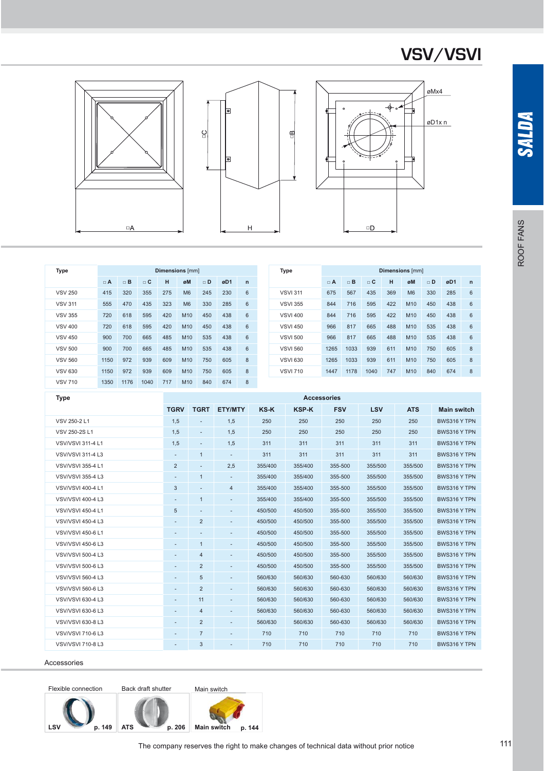# VSV/VSVI

| Type | □ A | □ B | □ C | H | øM | □ D | øD1 | n |
|---|---|---|---|---|---|---|---|---|
| | Dimensions [mm] | | | | | | | |
| VSV 250 | 415 | 320 | 355 | 275 | M6 | 245 | 230 | 6 |
| VSV 311 | 555 | 470 | 435 | 323 | M6 | 330 | 285 | 6 |
| VSV 355 | 720 | 618 | 595 | 420 | M10 | 450 | 438 | 6 |
| VSV 400 | 720 | 618 | 595 | 420 | M10 | 450 | 438 | 6 |
| VSV 450 | 900 | 700 | 665 | 485 | M10 | 535 | 438 | 6 |
| VSV 500 | 900 | 700 | 665 | 485 | M10 | 535 | 438 | 6 |
| VSV 560 | 1150 | 972 | 939 | 609 | M10 | 750 | 605 | 8 |
| VSV 630 | 1150 | 972 | 939 | 609 | M10 | 750 | 605 | 8 |
| VSV 710 | 1350 | 1176 | 1040 | 717 | M10 | 840 | 674 | 8 |

| Type | □ A | □ B | □ C | H | øM | □ D | øD1 | n |
|---|---|---|---|---|---|---|---|---|
| | Dimensions [mm] | | | | | | | |
| VSVI 311 | 675 | 567 | 435 | 369 | M6 | 330 | 285 | 6 |
| VSVI 355 | 844 | 716 | 595 | 422 | M10 | 450 | 438 | 6 |
| VSVI 400 | 844 | 716 | 595 | 422 | M10 | 450 | 438 | 6 |
| VSVI 450 | 966 | 817 | 665 | 488 | M10 | 535 | 438 | 6 |
| VSVI 500 | 966 | 817 | 665 | 488 | M10 | 535 | 438 | 6 |
| VSVI 560 | 1265 | 1033 | 939 | 611 | M10 | 750 | 605 | 8 |
| VSVI 630 | 1265 | 1033 | 939 | 611 | M10 | 750 | 605 | 8 |
| VSVI 710 | 1447 | 1178 | 1040 | 747 | M10 | 840 | 674 | 8 |

| Type | TGRV | TGRT | ETY/MTY | KS-K | KSP-K | FSV | LSV | ATS | Main switch |
|---|---|---|---|---|---|---|---|---|---|
| | Accessories | | | | | | | | |
| VSV 250-2 L1 | 1,5 | - | 1,5 | 250 | 250 | 250 | 250 | 250 | BWS316 Y TPN |
| VSV 250-2S L1 | 1,5 | - | 1,5 | 250 | 250 | 250 | 250 | 250 | BWS316 Y TPN |
| VSV/VSVI 311-4 L1 | 1,5 | - | 1,5 | 311 | 311 | 311 | 311 | 311 | BWS316 Y TPN |
| VSV/VSVI 311-4 L3 | - | 1 | - | 311 | 311 | 311 | 311 | 311 | BWS316 Y TPN |
| VSV/VSVI 355-4 L1 | 2 | - | 2,5 | 355/400 | 355/400 | 355-500 | 355/500 | 355/500 | BWS316 Y TPN |
| VSV/VSVI 355-4 L3 | - | 1 | - | 355/400 | 355/400 | 355-500 | 355/500 | 355/500 | BWS316 Y TPN |
| VSV/VSVI 400-4 L1 | 3 | - | 4 | 355/400 | 355/400 | 355-500 | 355/500 | 355/500 | BWS316 Y TPN |
| VSV/VSVI 400-4 L3 | - | 1 | - | 355/400 | 355/400 | 355-500 | 355/500 | 355/500 | BWS316 Y TPN |
| VSV/VSVI 450-4 L1 | 5 | - | - | 450/500 | 450/500 | 355-500 | 355/500 | 355/500 | BWS316 Y TPN |
| VSV/VSVI 450-4 L3 | - | 2 | - | 450/500 | 450/500 | 355-500 | 355/500 | 355/500 | BWS316 Y TPN |
| VSV/VSVI 450-6 L1 | - | - | - | 450/500 | 450/500 | 355-500 | 355/500 | 355/500 | BWS316 Y TPN |
| VSV/VSVI 450-6 L3 | - | 1 | - | 450/500 | 450/500 | 355-500 | 355/500 | 355/500 | BWS316 Y TPN |
| VSV/VSVI 500-4 L3 | - | 4 | - | 450/500 | 450/500 | 355-500 | 355/500 | 355/500 | BWS316 Y TPN |
| VSV/VSVI 500-6 L3 | - | 2 | - | 450/500 | 450/500 | 355-500 | 355/500 | 355/500 | BWS316 Y TPN |
| VSV/VSVI 560-4 L3 | - | 5 | - | 560/630 | 560/630 | 560-630 | 560/630 | 560/630 | BWS316 Y TPN |
| VSV/VSVI 560-6 L3 | - | 2 | - | 560/630 | 560/630 | 560-630 | 560/630 | 560/630 | BWS316 Y TPN |
| VSV/VSVI 630-4 L3 | - | 11 | - | 560/630 | 560/630 | 560-630 | 560/630 | 560/630 | BWS316 Y TPN |
| VSV/VSVI 630-6 L3 | - | 4 | - | 560/630 | 560/630 | 560-630 | 560/630 | 560/630 | BWS316 Y TPN |
| VSV/VSVI 630-8 L3 | - | 2 | - | 560/630 | 560/630 | 560-630 | 560/630 | 560/630 | BWS316 Y TPN |
| VSV/VSVI 710-6 L3 | - | 7 | - | 710 | 710 | 710 | 710 | 710 | BWS316 Y TPN |
| VSV/VSVI 710-8 L3 | - | 3 | - | 710 | 710 | 710 | 710 | 710 | BWS316 Y TPN |

## Accessories

- Flexible connection — LSV — p. 149
- Back draft shutter — ATS — p. 206
- Main switch — Main switch — p. 144

The company reserves the right to make changes of technical data without prior notice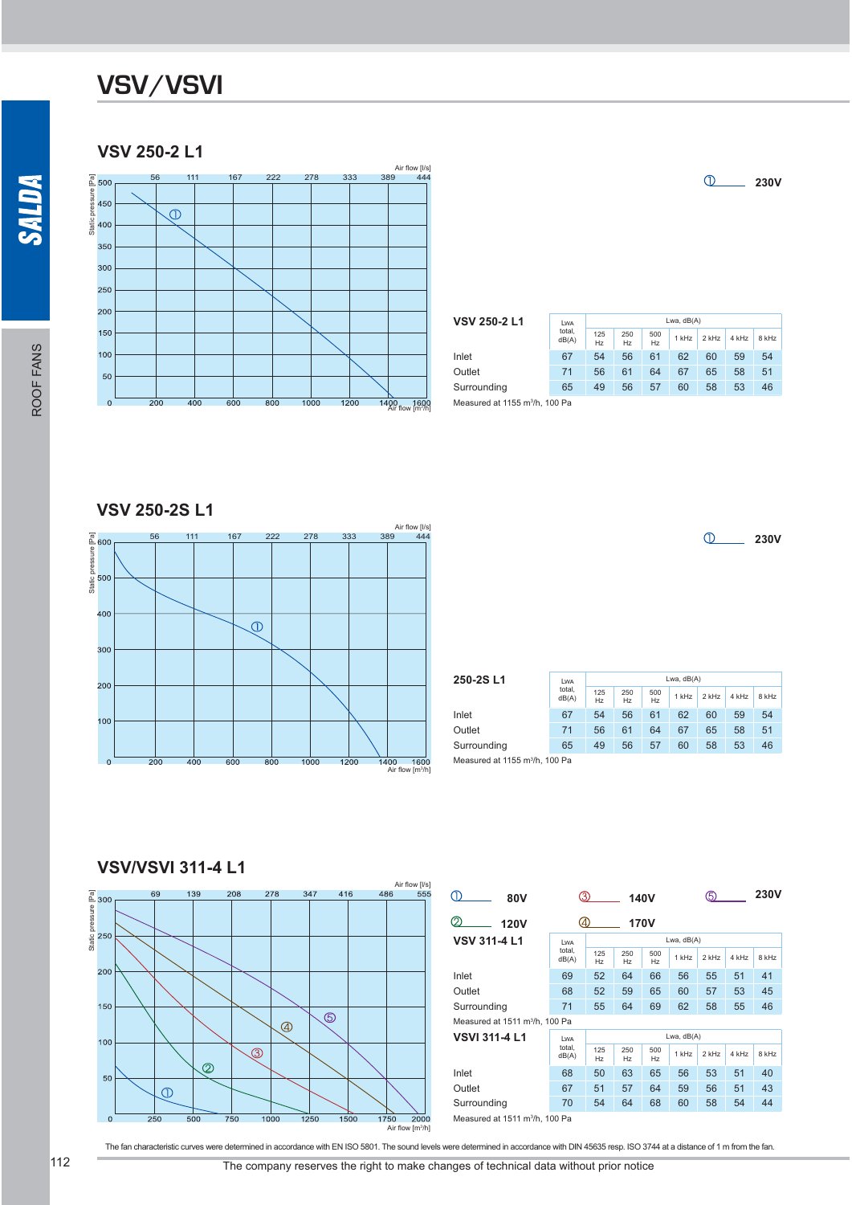# VSV/VSVI

## VSV 250-2 L1

① 230V

| VSV 250-2 L1 | LWA total, dB(A) | Lwa, dB(A) | | | | | | |
|---|---|---|---|---|---|---|---|---|
| | | 125 Hz | 250 Hz | 500 Hz | 1 kHz | 2 kHz | 4 kHz | 8 kHz |
| Inlet | 67 | 54 | 56 | 61 | 62 | 60 | 59 | 54 |
| Outlet | 71 | 56 | 61 | 64 | 67 | 65 | 58 | 51 |
| Surrounding | 65 | 49 | 56 | 57 | 60 | 58 | 53 | 46 |

Measured at 1155 m³/h, 100 Pa

## VSV 250-2S L1

① 230V

| 250-2S L1 | LWA total, dB(A) | Lwa, dB(A) | | | | | | |
|---|---|---|---|---|---|---|---|---|
| | | 125 Hz | 250 Hz | 500 Hz | 1 kHz | 2 kHz | 4 kHz | 8 kHz |
| Inlet | 67 | 54 | 56 | 61 | 62 | 60 | 59 | 54 |
| Outlet | 71 | 56 | 61 | 64 | 67 | 65 | 58 | 51 |
| Surrounding | 65 | 49 | 56 | 57 | 60 | 58 | 53 | 46 |

Measured at 1155 m³/h, 100 Pa

## VSV/VSVI 311-4 L1

① 80V ② 120V ③ 140V ④ 170V ⑤ 230V

| VSV 311-4 L1 | LWA total, dB(A) | Lwa, dB(A) | | | | | | |
|---|---|---|---|---|---|---|---|---|
| | | 125 Hz | 250 Hz | 500 Hz | 1 kHz | 2 kHz | 4 kHz | 8 kHz |
| Inlet | 69 | 52 | 64 | 66 | 56 | 55 | 51 | 41 |
| Outlet | 68 | 52 | 59 | 65 | 60 | 57 | 53 | 45 |
| Surrounding | 71 | 55 | 64 | 69 | 62 | 58 | 55 | 46 |

Measured at 1511 m³/h, 100 Pa

| VSVI 311-4 L1 | LWA total, dB(A) | Lwa, dB(A) | | | | | | |
|---|---|---|---|---|---|---|---|---|
| | | 125 Hz | 250 Hz | 500 Hz | 1 kHz | 2 kHz | 4 kHz | 8 kHz |
| Inlet | 68 | 50 | 63 | 65 | 56 | 53 | 51 | 40 |
| Outlet | 67 | 51 | 57 | 64 | 59 | 56 | 51 | 43 |
| Surrounding | 70 | 54 | 64 | 68 | 60 | 58 | 54 | 44 |

Measured at 1511 m³/h, 100 Pa

The fan characteristic curves were determined in accordance with EN ISO 5801. The sound levels were determined in accordance with DIN 45635 resp. ISO 3744 at a distance of 1 m from the fan.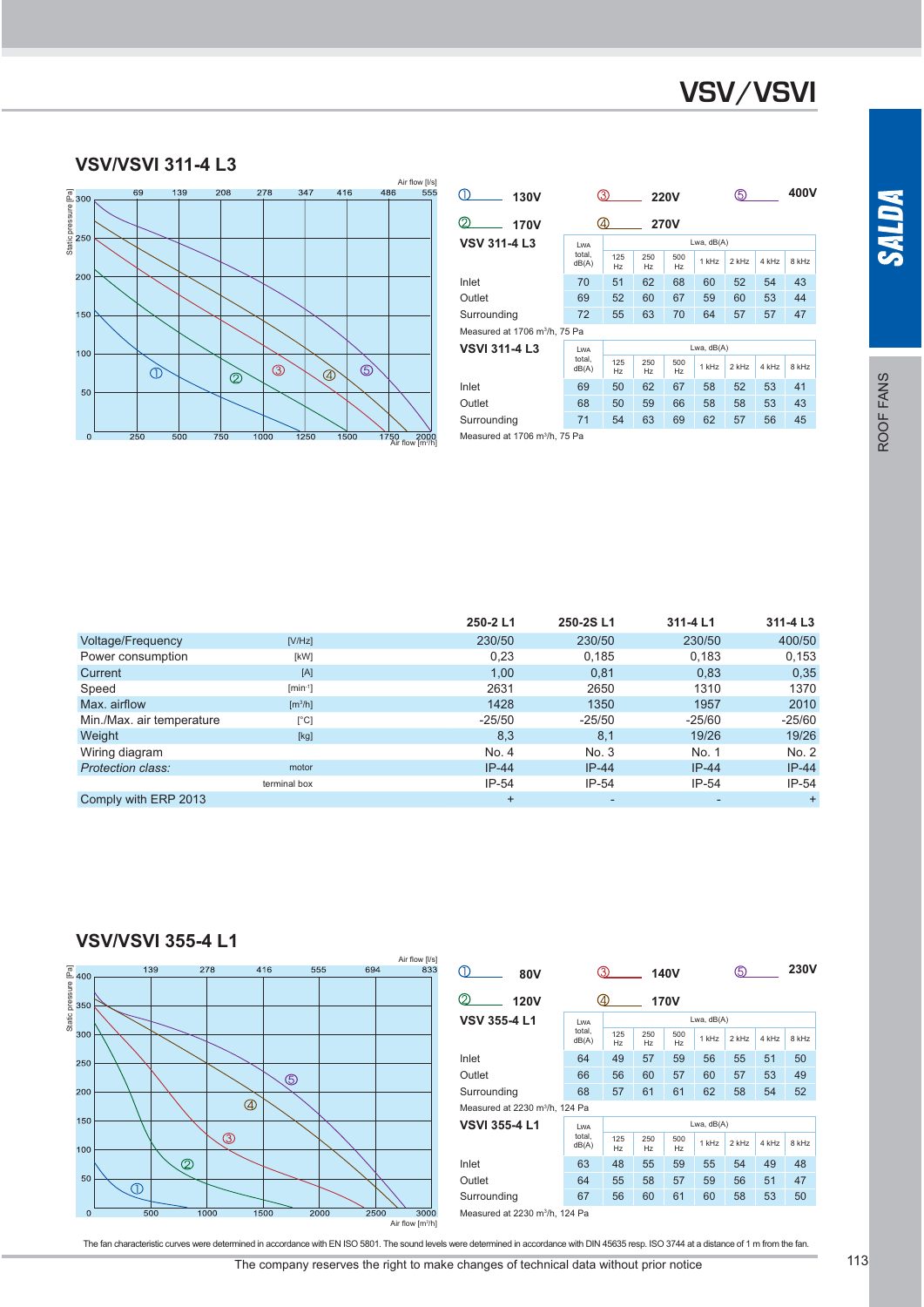# VSV/VSVI

## VSV/VSVI 311-4 L3

① 130V ② 170V ③ 220V ④ 270V ⑤ 400V

| VSV 311-4 L3 | LWA total, dB(A) | 125 Hz | 250 Hz | 500 Hz | 1 kHz | 2 kHz | 4 kHz | 8 kHz |
|---|---|---|---|---|---|---|---|---|
| Inlet | 70 | 51 | 62 | 68 | 60 | 52 | 54 | 43 |
| Outlet | 69 | 52 | 60 | 67 | 59 | 60 | 53 | 44 |
| Surrounding | 72 | 55 | 63 | 70 | 64 | 57 | 57 | 47 |

Measured at 1706 m³/h, 75 Pa

| VSVI 311-4 L3 | LWA total, dB(A) | 125 Hz | 250 Hz | 500 Hz | 1 kHz | 2 kHz | 4 kHz | 8 kHz |
|---|---|---|---|---|---|---|---|---|
| Inlet | 69 | 50 | 62 | 67 | 58 | 52 | 53 | 41 |
| Outlet | 68 | 50 | 59 | 66 | 58 | 58 | 53 | 43 |
| Surrounding | 71 | 54 | 63 | 69 | 62 | 57 | 56 | 45 |

Measured at 1706 m³/h, 75 Pa

| | | 250-2 L1 | 250-2S L1 | 311-4 L1 | 311-4 L3 |
|---|---|---|---|---|---|
| Voltage/Frequency | [V/Hz] | 230/50 | 230/50 | 230/50 | 400/50 |
| Power consumption | [kW] | 0,23 | 0,185 | 0,183 | 0,153 |
| Current | [A] | 1,00 | 0,81 | 0,83 | 0,35 |
| Speed | [min⁻¹] | 2631 | 2650 | 1310 | 1370 |
| Max. airflow | [m³/h] | 1428 | 1350 | 1957 | 2010 |
| Min./Max. air temperature | [°C] | -25/50 | -25/50 | -25/60 | -25/60 |
| Weight | [kg] | 8,3 | 8,1 | 19/26 | 19/26 |
| Wiring diagram | | No. 4 | No. 3 | No. 1 | No. 2 |
| *Protection class:* | motor | IP-44 | IP-44 | IP-44 | IP-44 |
| | terminal box | IP-54 | IP-54 | IP-54 | IP-54 |
| Comply with ERP 2013 | | + | - | - | + |

## VSV/VSVI 355-4 L1

① 80V ② 120V ③ 140V ④ 170V ⑤ 230V

| VSV 355-4 L1 | LWA total, dB(A) | 125 Hz | 250 Hz | 500 Hz | 1 kHz | 2 kHz | 4 kHz | 8 kHz |
|---|---|---|---|---|---|---|---|---|
| Inlet | 64 | 49 | 57 | 59 | 56 | 55 | 51 | 50 |
| Outlet | 66 | 56 | 60 | 57 | 60 | 57 | 53 | 49 |
| Surrounding | 68 | 57 | 61 | 61 | 62 | 58 | 54 | 52 |

Measured at 2230 m³/h, 124 Pa

| VSVI 355-4 L1 | LWA total, dB(A) | 125 Hz | 250 Hz | 500 Hz | 1 kHz | 2 kHz | 4 kHz | 8 kHz |
|---|---|---|---|---|---|---|---|---|
| Inlet | 63 | 48 | 55 | 59 | 55 | 54 | 49 | 48 |
| Outlet | 64 | 55 | 58 | 57 | 59 | 56 | 51 | 47 |
| Surrounding | 67 | 56 | 60 | 61 | 60 | 58 | 53 | 50 |

Measured at 2230 m³/h, 124 Pa

The fan characteristic curves were determined in accordance with EN ISO 5801. The sound levels were determined in accordance with DIN 45635 resp. ISO 3744 at a distance of 1 m from the fan.

The company reserves the right to make changes of technical data without prior notice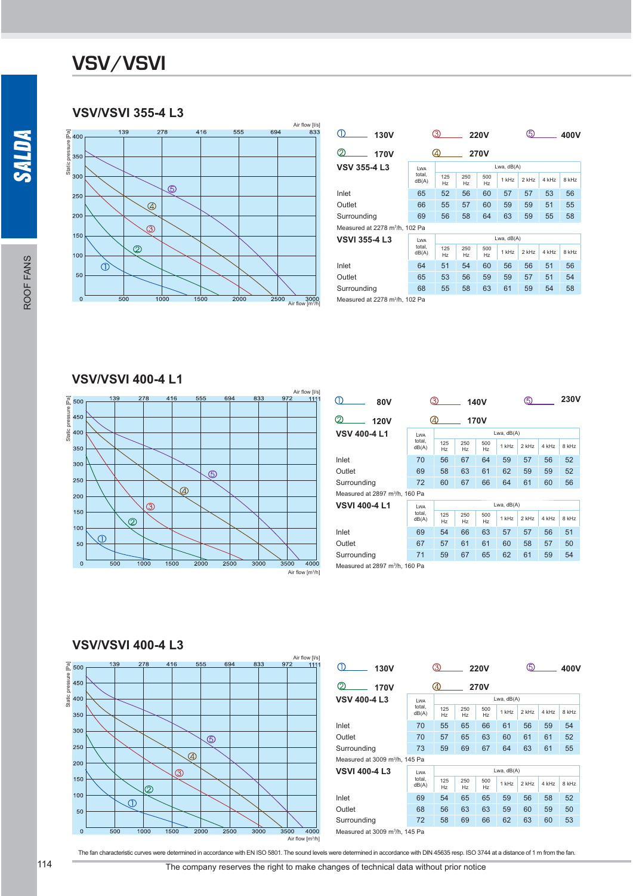# VSV/VSVI

## VSV/VSVI 355-4 L3

① 130V ② 170V ③ 220V ④ 270V ⑤ 400V

| VSV 355-4 L3 | LWA total, dB(A) | Lwa, dB(A) 125 Hz | 250 Hz | 500 Hz | 1 kHz | 2 kHz | 4 kHz | 8 kHz |
|---|---|---|---|---|---|---|---|---|
| Inlet | 65 | 52 | 56 | 60 | 57 | 57 | 53 | 56 |
| Outlet | 66 | 55 | 57 | 60 | 59 | 59 | 51 | 55 |
| Surrounding | 69 | 56 | 58 | 64 | 63 | 59 | 55 | 58 |

Measured at 2278 m³/h, 102 Pa

| VSVI 355-4 L3 | LWA total, dB(A) | Lwa, dB(A) 125 Hz | 250 Hz | 500 Hz | 1 kHz | 2 kHz | 4 kHz | 8 kHz |
|---|---|---|---|---|---|---|---|---|
| Inlet | 64 | 51 | 54 | 60 | 56 | 56 | 51 | 56 |
| Outlet | 65 | 53 | 56 | 59 | 59 | 57 | 51 | 54 |
| Surrounding | 68 | 55 | 58 | 63 | 61 | 59 | 54 | 58 |

Measured at 2278 m³/h, 102 Pa

## VSV/VSVI 400-4 L1

① 80V ② 120V ③ 140V ④ 170V ⑤ 230V

| VSV 400-4 L1 | LWA total, dB(A) | Lwa, dB(A) 125 Hz | 250 Hz | 500 Hz | 1 kHz | 2 kHz | 4 kHz | 8 kHz |
|---|---|---|---|---|---|---|---|---|
| Inlet | 70 | 56 | 67 | 64 | 59 | 57 | 56 | 52 |
| Outlet | 69 | 58 | 63 | 61 | 62 | 59 | 59 | 52 |
| Surrounding | 72 | 60 | 67 | 66 | 64 | 61 | 60 | 56 |

Measured at 2897 m³/h, 160 Pa

| VSVI 400-4 L1 | LWA total, dB(A) | Lwa, dB(A) 125 Hz | 250 Hz | 500 Hz | 1 kHz | 2 kHz | 4 kHz | 8 kHz |
|---|---|---|---|---|---|---|---|---|
| Inlet | 69 | 54 | 66 | 63 | 57 | 57 | 56 | 51 |
| Outlet | 67 | 57 | 61 | 61 | 60 | 58 | 57 | 50 |
| Surrounding | 71 | 59 | 67 | 65 | 62 | 61 | 59 | 54 |

Measured at 2897 m³/h, 160 Pa

## VSV/VSVI 400-4 L3

① 130V ② 170V ③ 220V ④ 270V ⑤ 400V

| VSV 400-4 L3 | LWA total, dB(A) | Lwa, dB(A) 125 Hz | 250 Hz | 500 Hz | 1 kHz | 2 kHz | 4 kHz | 8 kHz |
|---|---|---|---|---|---|---|---|---|
| Inlet | 70 | 55 | 65 | 66 | 61 | 56 | 59 | 54 |
| Outlet | 70 | 57 | 65 | 63 | 60 | 61 | 61 | 52 |
| Surrounding | 73 | 59 | 69 | 67 | 64 | 63 | 61 | 55 |

Measured at 3009 m³/h, 145 Pa

| VSVI 400-4 L3 | LWA total, dB(A) | Lwa, dB(A) 125 Hz | 250 Hz | 500 Hz | 1 kHz | 2 kHz | 4 kHz | 8 kHz |
|---|---|---|---|---|---|---|---|---|
| Inlet | 69 | 54 | 65 | 65 | 59 | 56 | 58 | 52 |
| Outlet | 68 | 56 | 63 | 63 | 59 | 60 | 59 | 50 |
| Surrounding | 72 | 58 | 69 | 66 | 62 | 63 | 60 | 53 |

Measured at 3009 m³/h, 145 Pa

The fan characteristic curves were determined in accordance with EN ISO 5801. The sound levels were determined in accordance with DIN 45635 resp. ISO 3744 at a distance of 1 m from the fan.

The company reserves the right to make changes of technical data without prior notice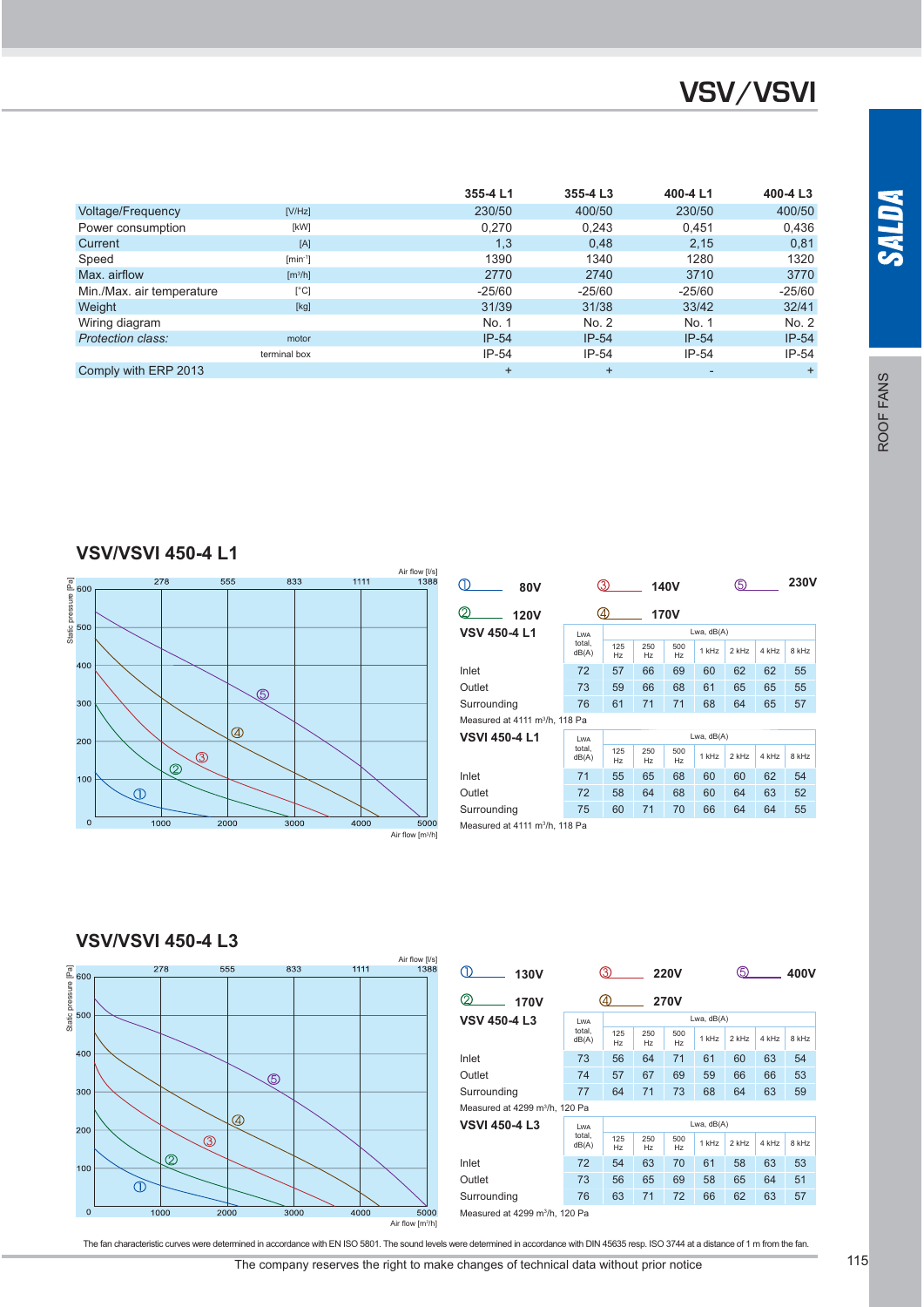# VSV/VSVI

| | | 355-4 L1 | 355-4 L3 | 400-4 L1 | 400-4 L3 |
|---|---|---|---|---|---|
| Voltage/Frequency | [V/Hz] | 230/50 | 400/50 | 230/50 | 400/50 |
| Power consumption | [kW] | 0,270 | 0,243 | 0,451 | 0,436 |
| Current | [A] | 1,3 | 0,48 | 2,15 | 0,81 |
| Speed | [min⁻¹] | 1390 | 1340 | 1280 | 1320 |
| Max. airflow | [m³/h] | 2770 | 2740 | 3710 | 3770 |
| Min./Max. air temperature | [°C] | -25/60 | -25/60 | -25/60 | -25/60 |
| Weight | [kg] | 31/39 | 31/38 | 33/42 | 32/41 |
| Wiring diagram | | No. 1 | No. 2 | No. 1 | No. 2 |
| *Protection class:* | motor | IP-54 | IP-54 | IP-54 | IP-54 |
| | terminal box | IP-54 | IP-54 | IP-54 | IP-54 |
| Comply with ERP 2013 | | + | + | - | + |

## VSV/VSVI 450-4 L1

① 80V ② 120V ③ 140V ④ 170V ⑤ 230V

**VSV 450-4 L1**

| | Lwa total, dB(A) | 125 Hz | 250 Hz | 500 Hz | 1 kHz | 2 kHz | 4 kHz | 8 kHz |
|---|---|---|---|---|---|---|---|---|
| Inlet | 72 | 57 | 66 | 69 | 60 | 62 | 62 | 55 |
| Outlet | 73 | 59 | 66 | 68 | 61 | 65 | 65 | 55 |
| Surrounding | 76 | 61 | 71 | 71 | 68 | 64 | 65 | 57 |

Measured at 4111 m³/h, 118 Pa

**VSVI 450-4 L1**

| | Lwa total, dB(A) | 125 Hz | 250 Hz | 500 Hz | 1 kHz | 2 kHz | 4 kHz | 8 kHz |
|---|---|---|---|---|---|---|---|---|
| Inlet | 71 | 55 | 65 | 68 | 60 | 60 | 62 | 54 |
| Outlet | 72 | 58 | 64 | 68 | 60 | 64 | 63 | 52 |
| Surrounding | 75 | 60 | 71 | 70 | 66 | 64 | 64 | 55 |

Measured at 4111 m³/h, 118 Pa

## VSV/VSVI 450-4 L3

① 130V ② 170V ③ 220V ④ 270V ⑤ 400V

**VSV 450-4 L3**

| | Lwa total, dB(A) | 125 Hz | 250 Hz | 500 Hz | 1 kHz | 2 kHz | 4 kHz | 8 kHz |
|---|---|---|---|---|---|---|---|---|
| Inlet | 73 | 56 | 64 | 71 | 61 | 60 | 63 | 54 |
| Outlet | 74 | 57 | 67 | 69 | 59 | 66 | 66 | 53 |
| Surrounding | 77 | 64 | 71 | 73 | 68 | 64 | 63 | 59 |

Measured at 4299 m³/h, 120 Pa

**VSVI 450-4 L3**

| | Lwa total, dB(A) | 125 Hz | 250 Hz | 500 Hz | 1 kHz | 2 kHz | 4 kHz | 8 kHz |
|---|---|---|---|---|---|---|---|---|
| Inlet | 72 | 54 | 63 | 70 | 61 | 58 | 63 | 53 |
| Outlet | 73 | 56 | 65 | 69 | 58 | 65 | 64 | 51 |
| Surrounding | 76 | 63 | 71 | 72 | 66 | 62 | 63 | 57 |

Measured at 4299 m³/h, 120 Pa

The fan characteristic curves were determined in accordance with EN ISO 5801. The sound levels were determined in accordance with DIN 45635 resp. ISO 3744 at a distance of 1 m from the fan.

The company reserves the right to make changes of technical data without prior notice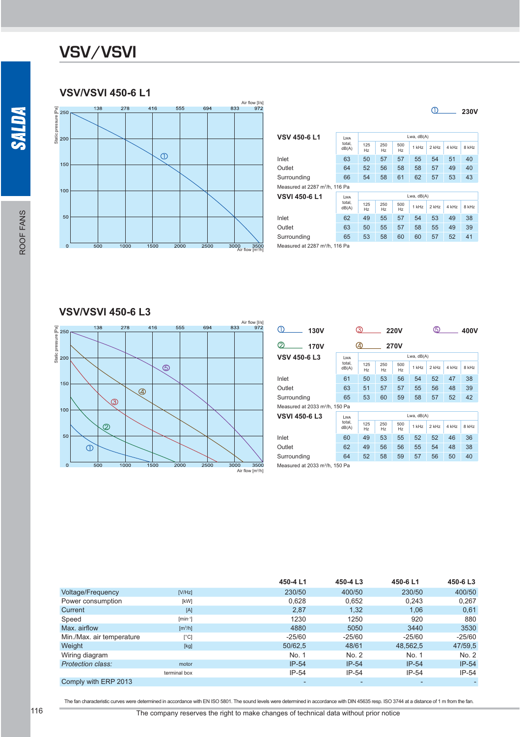# VSV/VSVI

## VSV/VSVI 450-6 L1

① 230V

| VSV 450-6 L1 | LWA total, dB(A) | Lwa, dB(A) 125 Hz | 250 Hz | 500 Hz | 1 kHz | 2 kHz | 4 kHz | 8 kHz |
|---|---|---|---|---|---|---|---|---|
| Inlet | 63 | 50 | 57 | 57 | 55 | 54 | 51 | 40 |
| Outlet | 64 | 52 | 56 | 58 | 58 | 57 | 49 | 40 |
| Surrounding | 66 | 54 | 58 | 61 | 62 | 57 | 53 | 43 |

Measured at 2287 m³/h, 116 Pa

| VSVI 450-6 L1 | LWA total, dB(A) | Lwa, dB(A) 125 Hz | 250 Hz | 500 Hz | 1 kHz | 2 kHz | 4 kHz | 8 kHz |
|---|---|---|---|---|---|---|---|---|
| Inlet | 62 | 49 | 55 | 57 | 54 | 53 | 49 | 38 |
| Outlet | 63 | 50 | 55 | 57 | 58 | 55 | 49 | 39 |
| Surrounding | 65 | 53 | 58 | 60 | 60 | 57 | 52 | 41 |

Measured at 2287 m³/h, 116 Pa

## VSV/VSVI 450-6 L3

① 130V ② 170V ③ 220V ④ 270V ⑤ 400V

| VSV 450-6 L3 | LWA total, dB(A) | Lwa, dB(A) 125 Hz | 250 Hz | 500 Hz | 1 kHz | 2 kHz | 4 kHz | 8 kHz |
|---|---|---|---|---|---|---|---|---|
| Inlet | 61 | 50 | 53 | 56 | 54 | 52 | 47 | 38 |
| Outlet | 63 | 51 | 57 | 57 | 55 | 56 | 48 | 39 |
| Surrounding | 65 | 53 | 60 | 59 | 58 | 57 | 52 | 42 |

Measured at 2033 m³/h, 150 Pa

| VSVI 450-6 L3 | LWA total, dB(A) | Lwa, dB(A) 125 Hz | 250 Hz | 500 Hz | 1 kHz | 2 kHz | 4 kHz | 8 kHz |
|---|---|---|---|---|---|---|---|---|
| Inlet | 60 | 49 | 53 | 55 | 52 | 52 | 46 | 36 |
| Outlet | 62 | 49 | 56 | 56 | 55 | 54 | 48 | 38 |
| Surrounding | 64 | 52 | 58 | 59 | 57 | 56 | 50 | 40 |

Measured at 2033 m³/h, 150 Pa

| | | 450-4 L1 | 450-4 L3 | 450-6 L1 | 450-6 L3 |
|---|---|---|---|---|---|
| Voltage/Frequency | [V/Hz] | 230/50 | 400/50 | 230/50 | 400/50 |
| Power consumption | [kW] | 0,628 | 0,652 | 0,243 | 0,267 |
| Current | [A] | 2,87 | 1,32 | 1,06 | 0,61 |
| Speed | [min⁻¹] | 1230 | 1250 | 920 | 880 |
| Max. airflow | [m³/h] | 4880 | 5050 | 3440 | 3530 |
| Min./Max. air temperature | [°C] | -25/60 | -25/60 | -25/60 | -25/60 |
| Weight | [kg] | 50/62,5 | 48/61 | 48,562,5 | 47/59,5 |
| Wiring diagram | | No. 1 | No. 2 | No. 1 | No. 2 |
| *Protection class:* | motor | IP-54 | IP-54 | IP-54 | IP-54 |
| | terminal box | IP-54 | IP-54 | IP-54 | IP-54 |
| Comply with ERP 2013 | | - | - | - | - |

The fan characteristic curves were determined in accordance with EN ISO 5801. The sound levels were determined in accordance with DIN 45635 resp. ISO 3744 at a distance of 1 m from the fan.

The company reserves the right to make changes of technical data without prior notice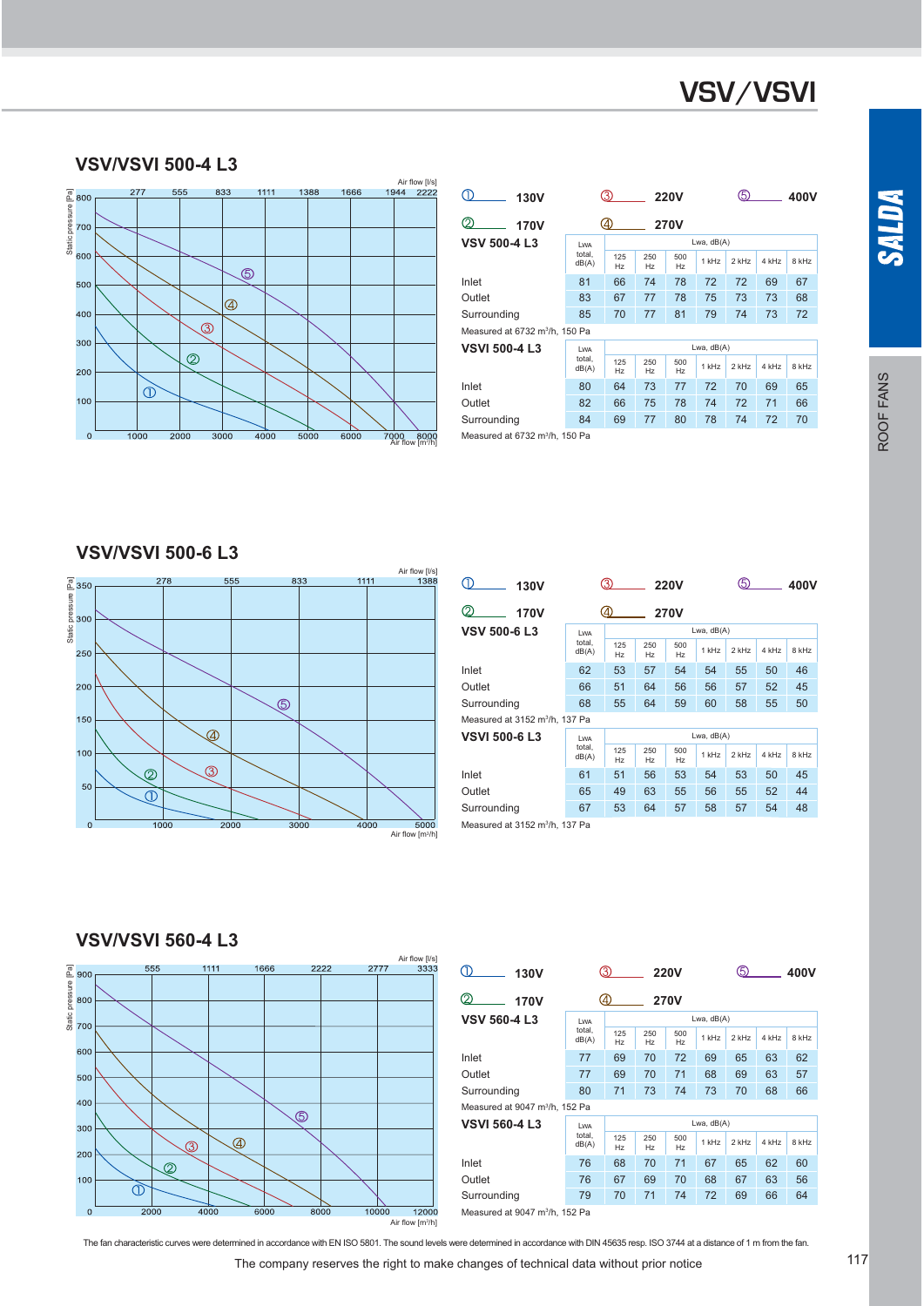# VSV/VSVI

SALDA

ROOF FANS

## VSV/VSVI 500-4 L3

① 130V  ② 170V  ③ 220V  ④ 270V  ⑤ 400V

**VSV 500-4 L3**

| | LWA total, dB(A) | 125 Hz | 250 Hz | 500 Hz | 1 kHz | 2 kHz | 4 kHz | 8 kHz |
|---|---|---|---|---|---|---|---|---|
| Inlet | 81 | 66 | 74 | 78 | 72 | 72 | 69 | 67 |
| Outlet | 83 | 67 | 77 | 78 | 75 | 73 | 73 | 68 |
| Surrounding | 85 | 70 | 77 | 81 | 79 | 74 | 73 | 72 |

Measured at 6732 m³/h, 150 Pa

**VSVI 500-4 L3**

| | LWA total, dB(A) | 125 Hz | 250 Hz | 500 Hz | 1 kHz | 2 kHz | 4 kHz | 8 kHz |
|---|---|---|---|---|---|---|---|---|
| Inlet | 80 | 64 | 73 | 77 | 72 | 70 | 69 | 65 |
| Outlet | 82 | 66 | 75 | 78 | 74 | 72 | 71 | 66 |
| Surrounding | 84 | 69 | 77 | 80 | 78 | 74 | 72 | 70 |

Measured at 6732 m³/h, 150 Pa

## VSV/VSVI 500-6 L3

① 130V  ② 170V  ③ 220V  ④ 270V  ⑤ 400V

**VSV 500-6 L3**

| | LWA total, dB(A) | 125 Hz | 250 Hz | 500 Hz | 1 kHz | 2 kHz | 4 kHz | 8 kHz |
|---|---|---|---|---|---|---|---|---|
| Inlet | 62 | 53 | 57 | 54 | 54 | 55 | 50 | 46 |
| Outlet | 66 | 51 | 64 | 56 | 56 | 57 | 52 | 45 |
| Surrounding | 68 | 55 | 64 | 59 | 60 | 58 | 55 | 50 |

Measured at 3152 m³/h, 137 Pa

**VSVI 500-6 L3**

| | LWA total, dB(A) | 125 Hz | 250 Hz | 500 Hz | 1 kHz | 2 kHz | 4 kHz | 8 kHz |
|---|---|---|---|---|---|---|---|---|
| Inlet | 61 | 51 | 56 | 53 | 54 | 53 | 50 | 45 |
| Outlet | 65 | 49 | 63 | 55 | 56 | 55 | 52 | 44 |
| Surrounding | 67 | 53 | 64 | 57 | 58 | 57 | 54 | 48 |

Measured at 3152 m³/h, 137 Pa

## VSV/VSVI 560-4 L3

① 130V  ② 170V  ③ 220V  ④ 270V  ⑤ 400V

**VSV 560-4 L3**

| | LWA total, dB(A) | 125 Hz | 250 Hz | 500 Hz | 1 kHz | 2 kHz | 4 kHz | 8 kHz |
|---|---|---|---|---|---|---|---|---|
| Inlet | 77 | 69 | 70 | 72 | 69 | 65 | 63 | 62 |
| Outlet | 77 | 69 | 70 | 71 | 68 | 69 | 63 | 57 |
| Surrounding | 80 | 71 | 73 | 74 | 73 | 70 | 68 | 66 |

Measured at 9047 m³/h, 152 Pa

**VSVI 560-4 L3**

| | LWA total, dB(A) | 125 Hz | 250 Hz | 500 Hz | 1 kHz | 2 kHz | 4 kHz | 8 kHz |
|---|---|---|---|---|---|---|---|---|
| Inlet | 76 | 68 | 70 | 71 | 67 | 65 | 62 | 60 |
| Outlet | 76 | 67 | 69 | 70 | 68 | 67 | 63 | 56 |
| Surrounding | 79 | 70 | 71 | 74 | 72 | 69 | 66 | 64 |

Measured at 9047 m³/h, 152 Pa

The fan characteristic curves were determined in accordance with EN ISO 5801. The sound levels were determined in accordance with DIN 45635 resp. ISO 3744 at a distance of 1 m from the fan.

The company reserves the right to make changes of technical data without prior notice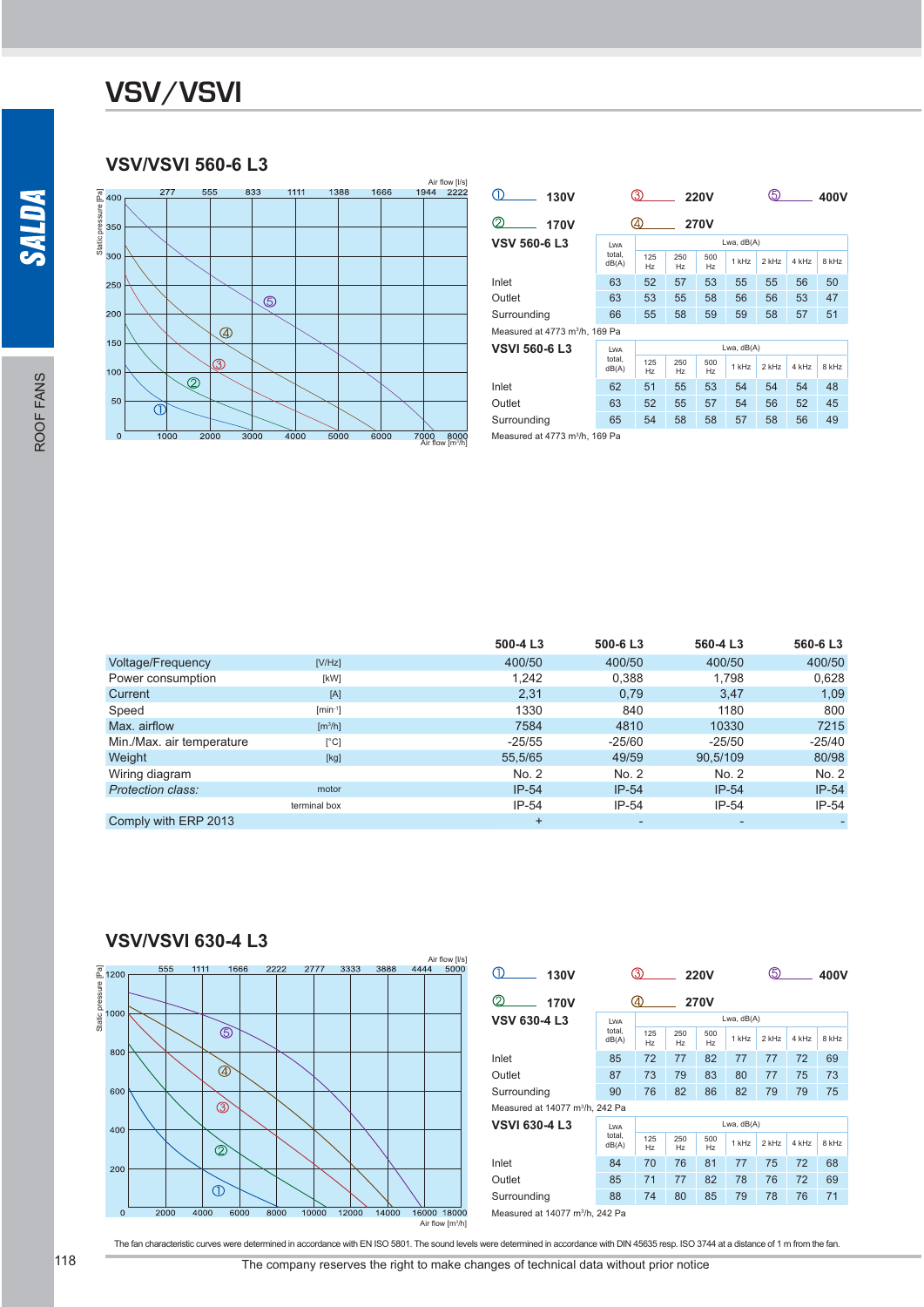# VSV/VSVI

## VSV/VSVI 560-6 L3

① 130V ② 170V ③ 220V ④ 270V ⑤ 400V

**VSV 560-6 L3**

| | LWA total, dB(A) | 125 Hz | 250 Hz | 500 Hz | 1 kHz | 2 kHz | 4 kHz | 8 kHz |
|---|---|---|---|---|---|---|---|---|
| Inlet | 63 | 52 | 57 | 53 | 55 | 55 | 56 | 50 |
| Outlet | 63 | 53 | 55 | 58 | 56 | 56 | 53 | 47 |
| Surrounding | 66 | 55 | 58 | 59 | 59 | 58 | 57 | 51 |

Measured at 4773 m³/h, 169 Pa

**VSVI 560-6 L3**

| | LWA total, dB(A) | 125 Hz | 250 Hz | 500 Hz | 1 kHz | 2 kHz | 4 kHz | 8 kHz |
|---|---|---|---|---|---|---|---|---|
| Inlet | 62 | 51 | 55 | 53 | 54 | 54 | 54 | 48 |
| Outlet | 63 | 52 | 55 | 57 | 54 | 56 | 52 | 45 |
| Surrounding | 65 | 54 | 58 | 58 | 57 | 58 | 56 | 49 |

Measured at 4773 m³/h, 169 Pa

| | | 500-4 L3 | 500-6 L3 | 560-4 L3 | 560-6 L3 |
|---|---|---|---|---|---|
| Voltage/Frequency | [V/Hz] | 400/50 | 400/50 | 400/50 | 400/50 |
| Power consumption | [kW] | 1,242 | 0,388 | 1,798 | 0,628 |
| Current | [A] | 2,31 | 0,79 | 3,47 | 1,09 |
| Speed | [min⁻¹] | 1330 | 840 | 1180 | 800 |
| Max. airflow | [m³/h] | 7584 | 4810 | 10330 | 7215 |
| Min./Max. air temperature | [°C] | -25/55 | -25/60 | -25/50 | -25/40 |
| Weight | [kg] | 55,5/65 | 49/59 | 90,5/109 | 80/98 |
| Wiring diagram | | No. 2 | No. 2 | No. 2 | No. 2 |
| *Protection class:* | motor | IP-54 | IP-54 | IP-54 | IP-54 |
| | terminal box | IP-54 | IP-54 | IP-54 | IP-54 |
| Comply with ERP 2013 | | + | - | - | - |

## VSV/VSVI 630-4 L3

① 130V ② 170V ③ 220V ④ 270V ⑤ 400V

**VSV 630-4 L3**

| | LWA total, dB(A) | 125 Hz | 250 Hz | 500 Hz | 1 kHz | 2 kHz | 4 kHz | 8 kHz |
|---|---|---|---|---|---|---|---|---|
| Inlet | 85 | 72 | 77 | 82 | 77 | 77 | 72 | 69 |
| Outlet | 87 | 73 | 79 | 83 | 80 | 77 | 75 | 73 |
| Surrounding | 90 | 76 | 82 | 86 | 82 | 79 | 79 | 75 |

Measured at 14077 m³/h, 242 Pa

**VSVI 630-4 L3**

| | LWA total, dB(A) | 125 Hz | 250 Hz | 500 Hz | 1 kHz | 2 kHz | 4 kHz | 8 kHz |
|---|---|---|---|---|---|---|---|---|
| Inlet | 84 | 70 | 76 | 81 | 77 | 75 | 72 | 68 |
| Outlet | 85 | 71 | 77 | 82 | 78 | 76 | 72 | 69 |
| Surrounding | 88 | 74 | 80 | 85 | 79 | 78 | 76 | 71 |

Measured at 14077 m³/h, 242 Pa

The fan characteristic curves were determined in accordance with EN ISO 5801. The sound levels were determined in accordance with DIN 45635 resp. ISO 3744 at a distance of 1 m from the fan.

The company reserves the right to make changes of technical data without prior notice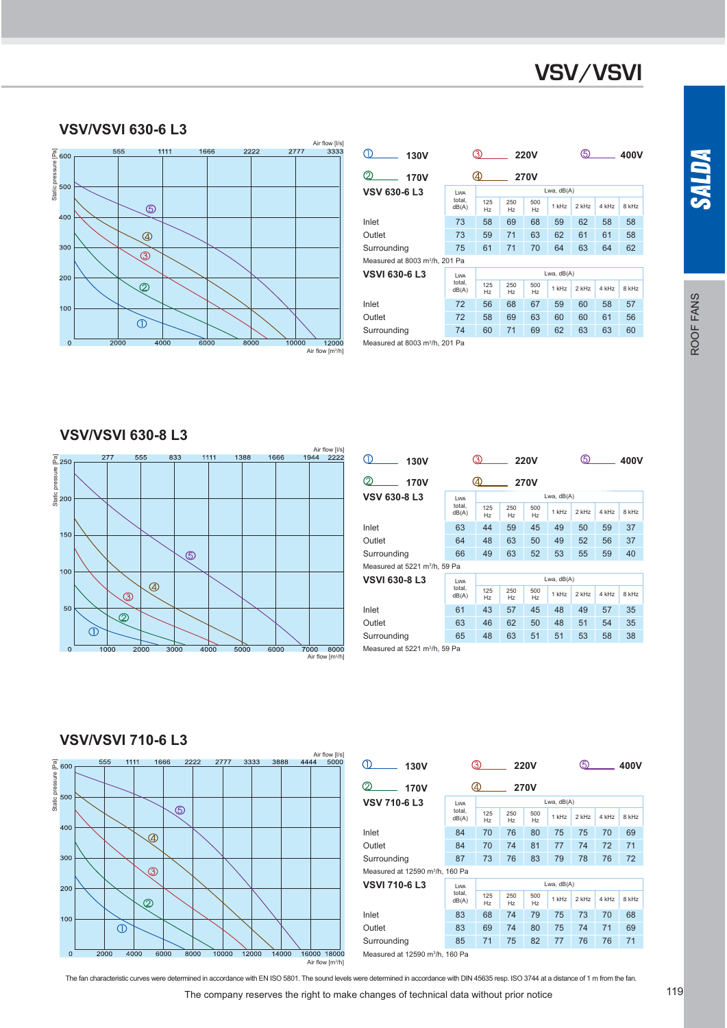# VSV/VSVI

## VSV/VSVI 630-6 L3

① 130V ② 170V ③ 220V ④ 270V ⑤ 400V

**VSV 630-6 L3**

| | LWA total, dB(A) | Lwa, dB(A) | | | | | | |
|---|---|---|---|---|---|---|---|---|
| | | 125 Hz | 250 Hz | 500 Hz | 1 kHz | 2 kHz | 4 kHz | 8 kHz |
| Inlet | 73 | 58 | 69 | 68 | 59 | 62 | 58 | 58 |
| Outlet | 73 | 59 | 71 | 63 | 62 | 61 | 61 | 58 |
| Surrounding | 75 | 61 | 71 | 70 | 64 | 63 | 64 | 62 |

Measured at 8003 m³/h, 201 Pa

**VSVI 630-6 L3**

| | LWA total, dB(A) | Lwa, dB(A) | | | | | | |
|---|---|---|---|---|---|---|---|---|
| | | 125 Hz | 250 Hz | 500 Hz | 1 kHz | 2 kHz | 4 kHz | 8 kHz |
| Inlet | 72 | 56 | 68 | 67 | 59 | 60 | 58 | 57 |
| Outlet | 72 | 58 | 69 | 63 | 60 | 60 | 61 | 56 |
| Surrounding | 74 | 60 | 71 | 69 | 62 | 63 | 63 | 60 |

Measured at 8003 m³/h, 201 Pa

## VSV/VSVI 630-8 L3

① 130V ② 170V ③ 220V ④ 270V ⑤ 400V

**VSV 630-8 L3**

| | LWA total, dB(A) | Lwa, dB(A) | | | | | | |
|---|---|---|---|---|---|---|---|---|
| | | 125 Hz | 250 Hz | 500 Hz | 1 kHz | 2 kHz | 4 kHz | 8 kHz |
| Inlet | 63 | 44 | 59 | 45 | 49 | 50 | 59 | 37 |
| Outlet | 64 | 48 | 63 | 50 | 49 | 52 | 56 | 37 |
| Surrounding | 66 | 49 | 63 | 52 | 53 | 55 | 59 | 40 |

Measured at 5221 m³/h, 59 Pa

**VSVI 630-8 L3**

| | LWA total, dB(A) | Lwa, dB(A) | | | | | | |
|---|---|---|---|---|---|---|---|---|
| | | 125 Hz | 250 Hz | 500 Hz | 1 kHz | 2 kHz | 4 kHz | 8 kHz |
| Inlet | 61 | 43 | 57 | 45 | 48 | 49 | 57 | 35 |
| Outlet | 63 | 46 | 62 | 50 | 48 | 51 | 54 | 35 |
| Surrounding | 65 | 48 | 63 | 51 | 51 | 53 | 58 | 38 |

Measured at 5221 m³/h, 59 Pa

## VSV/VSVI 710-6 L3

① 130V ② 170V ③ 220V ④ 270V ⑤ 400V

**VSV 710-6 L3**

| | LWA total, dB(A) | Lwa, dB(A) | | | | | | |
|---|---|---|---|---|---|---|---|---|
| | | 125 Hz | 250 Hz | 500 Hz | 1 kHz | 2 kHz | 4 kHz | 8 kHz |
| Inlet | 84 | 70 | 76 | 80 | 75 | 75 | 70 | 69 |
| Outlet | 84 | 70 | 74 | 81 | 77 | 74 | 72 | 71 |
| Surrounding | 87 | 73 | 76 | 83 | 79 | 78 | 76 | 72 |

Measured at 12590 m³/h, 160 Pa

**VSVI 710-6 L3**

| | LWA total, dB(A) | Lwa, dB(A) | | | | | | |
|---|---|---|---|---|---|---|---|---|
| | | 125 Hz | 250 Hz | 500 Hz | 1 kHz | 2 kHz | 4 kHz | 8 kHz |
| Inlet | 83 | 68 | 74 | 79 | 75 | 73 | 70 | 68 |
| Outlet | 83 | 69 | 74 | 80 | 75 | 74 | 71 | 69 |
| Surrounding | 85 | 71 | 75 | 82 | 77 | 76 | 76 | 71 |

Measured at 12590 m³/h, 160 Pa

The fan characteristic curves were determined in accordance with EN ISO 5801. The sound levels were determined in accordance with DIN 45635 resp. ISO 3744 at a distance of 1 m from the fan.

The company reserves the right to make changes of technical data without prior notice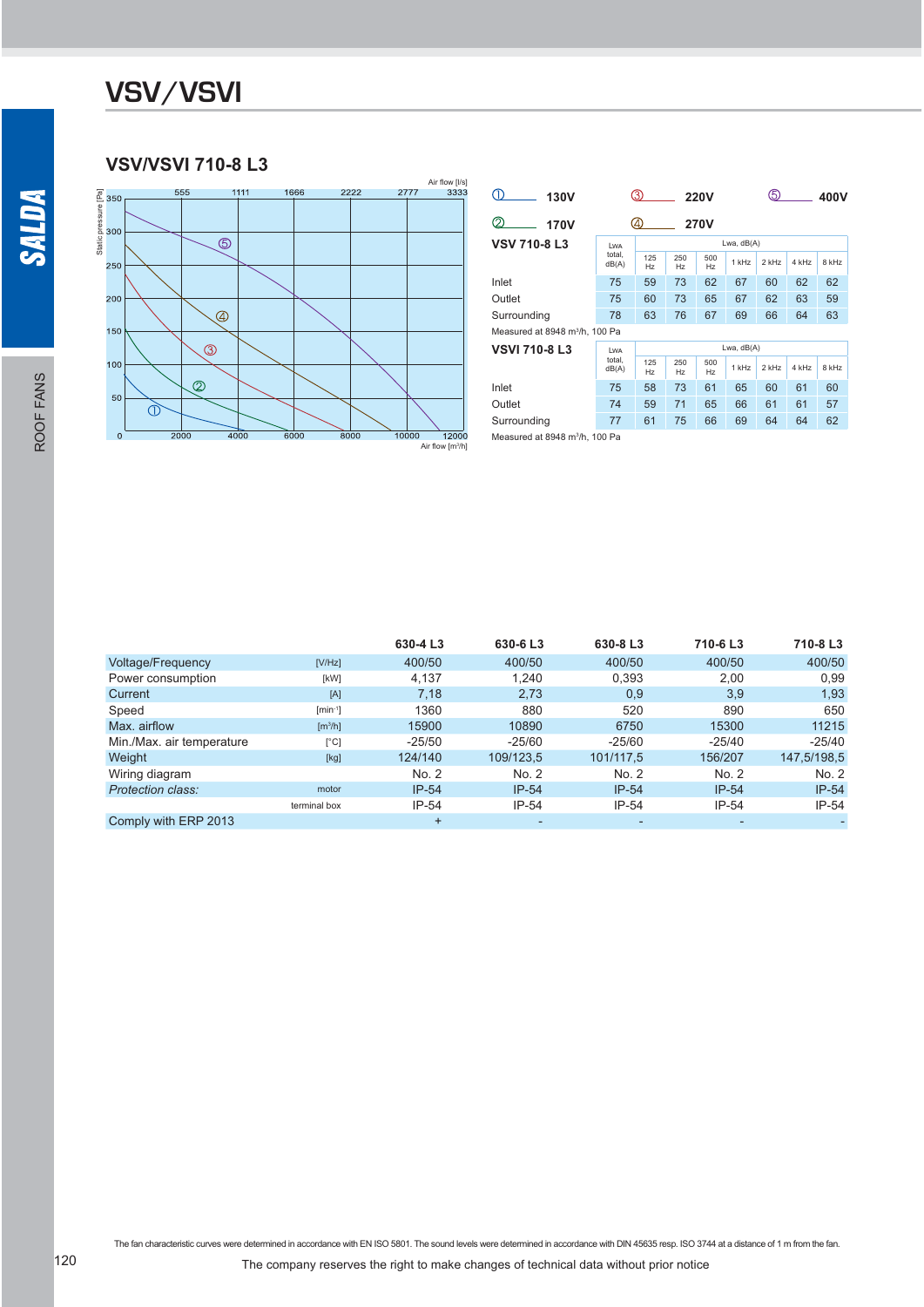# VSV/VSVI

## VSV/VSVI 710-8 L3

① 130V ② 170V ③ 220V ④ 270V ⑤ 400V

| VSV 710-8 L3 | LWA total, dB(A) | 125 Hz | 250 Hz | 500 Hz | 1 kHz | 2 kHz | 4 kHz | 8 kHz |
|---|---|---|---|---|---|---|---|---|
| Inlet | 75 | 59 | 73 | 62 | 67 | 60 | 62 | 62 |
| Outlet | 75 | 60 | 73 | 65 | 67 | 62 | 63 | 59 |
| Surrounding | 78 | 63 | 76 | 67 | 69 | 66 | 64 | 63 |

Measured at 8948 m³/h, 100 Pa

| VSVI 710-8 L3 | LWA total, dB(A) | 125 Hz | 250 Hz | 500 Hz | 1 kHz | 2 kHz | 4 kHz | 8 kHz |
|---|---|---|---|---|---|---|---|---|
| Inlet | 75 | 58 | 73 | 61 | 65 | 60 | 61 | 60 |
| Outlet | 74 | 59 | 71 | 65 | 66 | 61 | 61 | 57 |
| Surrounding | 77 | 61 | 75 | 66 | 69 | 64 | 64 | 62 |

Measured at 8948 m³/h, 100 Pa

| | | 630-4 L3 | 630-6 L3 | 630-8 L3 | 710-6 L3 | 710-8 L3 |
|---|---|---|---|---|---|---|
| Voltage/Frequency | [V/Hz] | 400/50 | 400/50 | 400/50 | 400/50 | 400/50 |
| Power consumption | [kW] | 4,137 | 1,240 | 0,393 | 2,00 | 0,99 |
| Current | [A] | 7,18 | 2,73 | 0,9 | 3,9 | 1,93 |
| Speed | [min⁻¹] | 1360 | 880 | 520 | 890 | 650 |
| Max. airflow | [m³/h] | 15900 | 10890 | 6750 | 15300 | 11215 |
| Min./Max. air temperature | [°C] | -25/50 | -25/60 | -25/60 | -25/40 | -25/40 |
| Weight | [kg] | 124/140 | 109/123,5 | 101/117,5 | 156/207 | 147,5/198,5 |
| Wiring diagram | | No. 2 | No. 2 | No. 2 | No. 2 | No. 2 |
| *Protection class:* | motor | IP-54 | IP-54 | IP-54 | IP-54 | IP-54 |
| | terminal box | IP-54 | IP-54 | IP-54 | IP-54 | IP-54 |
| Comply with ERP 2013 | | + | - | - | - | - |

The fan characteristic curves were determined in accordance with EN ISO 5801. The sound levels were determined in accordance with DIN 45635 resp. ISO 3744 at a distance of 1 m from the fan.

The company reserves the right to make changes of technical data without prior notice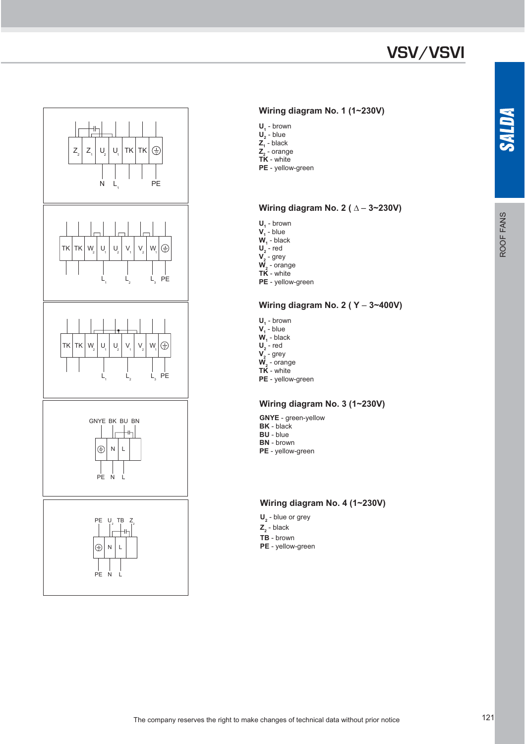# VSV/VSVI

### Wiring diagram No. 1 (1~230V)

Z2 Z1 U2 U1 TK TK ⏚

N L1 PE

**$U_1$** - brown
**$U_2$** - blue
**$Z_1$** - black
**$Z_2$** - orange
**TK** - white
**PE** - yellow-green

### Wiring diagram No. 2 ( Δ – 3~230V)

TK TK W2 U1 U2 V1 V2 W1 ⏚

L1 L2 L3 PE

**$U_1$** - brown
**$V_1$** - blue
**$W_1$** - black
**$U_2$** - red
**$V_2$** - grey
**$W_2$** - orange
**TK** - white
**PE** - yellow-green

### Wiring diagram No. 2 ( Y – 3~400V)

TK TK W2 U1 U2 V1 V2 W1 ⏚

L1 L2 L3 PE

**$U_1$** - brown
**$V_1$** - blue
**$W_1$** - black
**$U_2$** - red
**$V_2$** - grey
**$W_2$** - orange
**TK** - white
**PE** - yellow-green

### Wiring diagram No. 3 (1~230V)

GNYE BK BU BN

⏚ N L

PE N L

**GNYE** - green-yellow
**BK** - black
**BU** - blue
**BN** - brown
**PE** - yellow-green

### Wiring diagram No. 4 (1~230V)

PE U2 TB Z2

⏚ N L

PE N L

**$U_2$** - blue or grey
**$Z_2$** - black
**TB** - brown
**PE** - yellow-green

The company reserves the right to make changes of technical data without prior notice